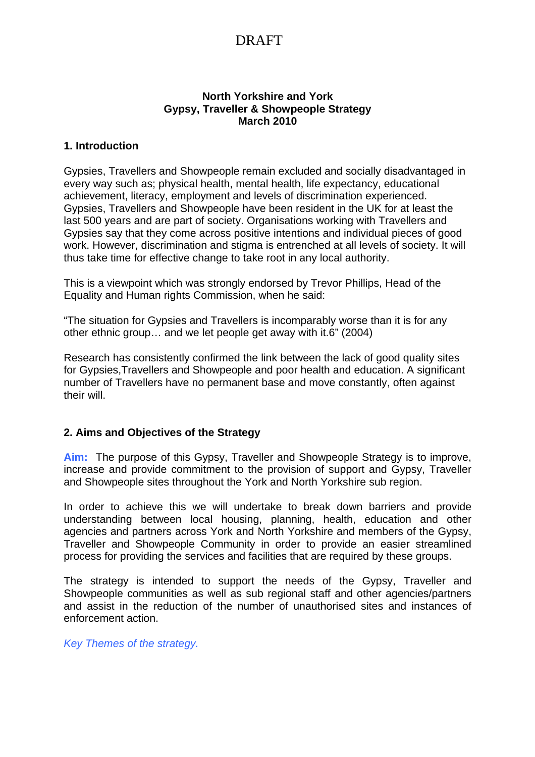DRAFT

**North Yorkshire and York**
**Gypsy, Traveller & Showpeople Strategy**
**March 2010**

## 1. Introduction

Gypsies, Travellers and Showpeople remain excluded and socially disadvantaged in every way such as; physical health, mental health, life expectancy, educational achievement, literacy, employment and levels of discrimination experienced. Gypsies, Travellers and Showpeople have been resident in the UK for at least the last 500 years and are part of society. Organisations working with Travellers and Gypsies say that they come across positive intentions and individual pieces of good work. However, discrimination and stigma is entrenched at all levels of society. It will thus take time for effective change to take root in any local authority.

This is a viewpoint which was strongly endorsed by Trevor Phillips, Head of the Equality and Human rights Commission, when he said:

"The situation for Gypsies and Travellers is incomparably worse than it is for any other ethnic group… and we let people get away with it.6" (2004)

Research has consistently confirmed the link between the lack of good quality sites for Gypsies,Travellers and Showpeople and poor health and education. A significant number of Travellers have no permanent base and move constantly, often against their will.

## 2. Aims and Objectives of the Strategy

**Aim:** The purpose of this Gypsy, Traveller and Showpeople Strategy is to improve, increase and provide commitment to the provision of support and Gypsy, Traveller and Showpeople sites throughout the York and North Yorkshire sub region.

In order to achieve this we will undertake to break down barriers and provide understanding between local housing, planning, health, education and other agencies and partners across York and North Yorkshire and members of the Gypsy, Traveller and Showpeople Community in order to provide an easier streamlined process for providing the services and facilities that are required by these groups.

The strategy is intended to support the needs of the Gypsy, Traveller and Showpeople communities as well as sub regional staff and other agencies/partners and assist in the reduction of the number of unauthorised sites and instances of enforcement action.

*Key Themes of the strategy.*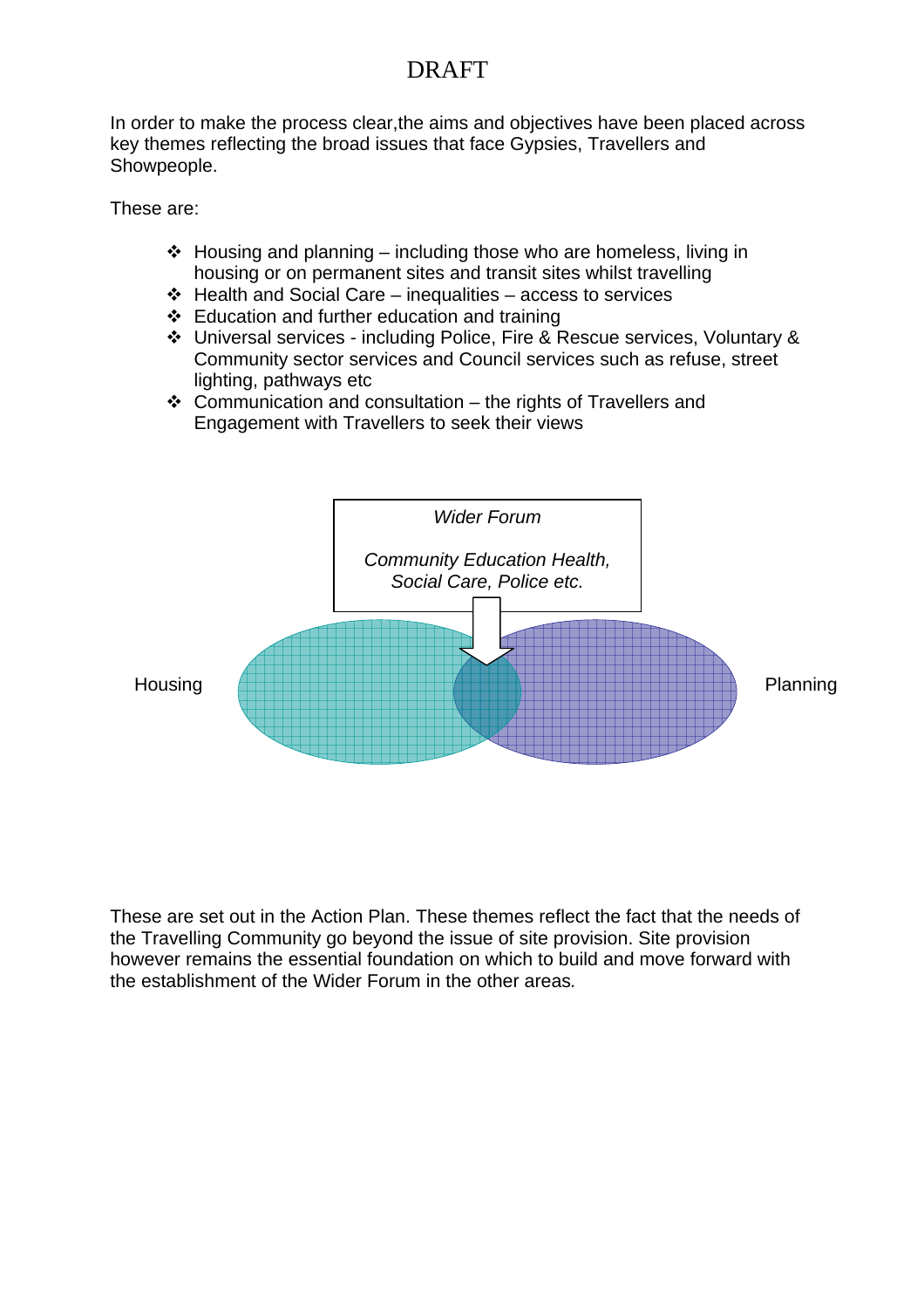DRAFT

In order to make the process clear,the aims and objectives have been placed across key themes reflecting the broad issues that face Gypsies, Travellers and Showpeople.

These are:

- Housing and planning – including those who are homeless, living in housing or on permanent sites and transit sites whilst travelling
- Health and Social Care – inequalities – access to services
- Education and further education and training
- Universal services - including Police, Fire & Rescue services, Voluntary & Community sector services and Council services such as refuse, street lighting, pathways etc
- Communication and consultation – the rights of Travellers and Engagement with Travellers to seek their views

*Wider Forum*

*Community Education Health, Social Care, Police etc.*

Housing

Planning

These are set out in the Action Plan. These themes reflect the fact that the needs of the Travelling Community go beyond the issue of site provision. Site provision however remains the essential foundation on which to build and move forward with the establishment of the Wider Forum in the other areas.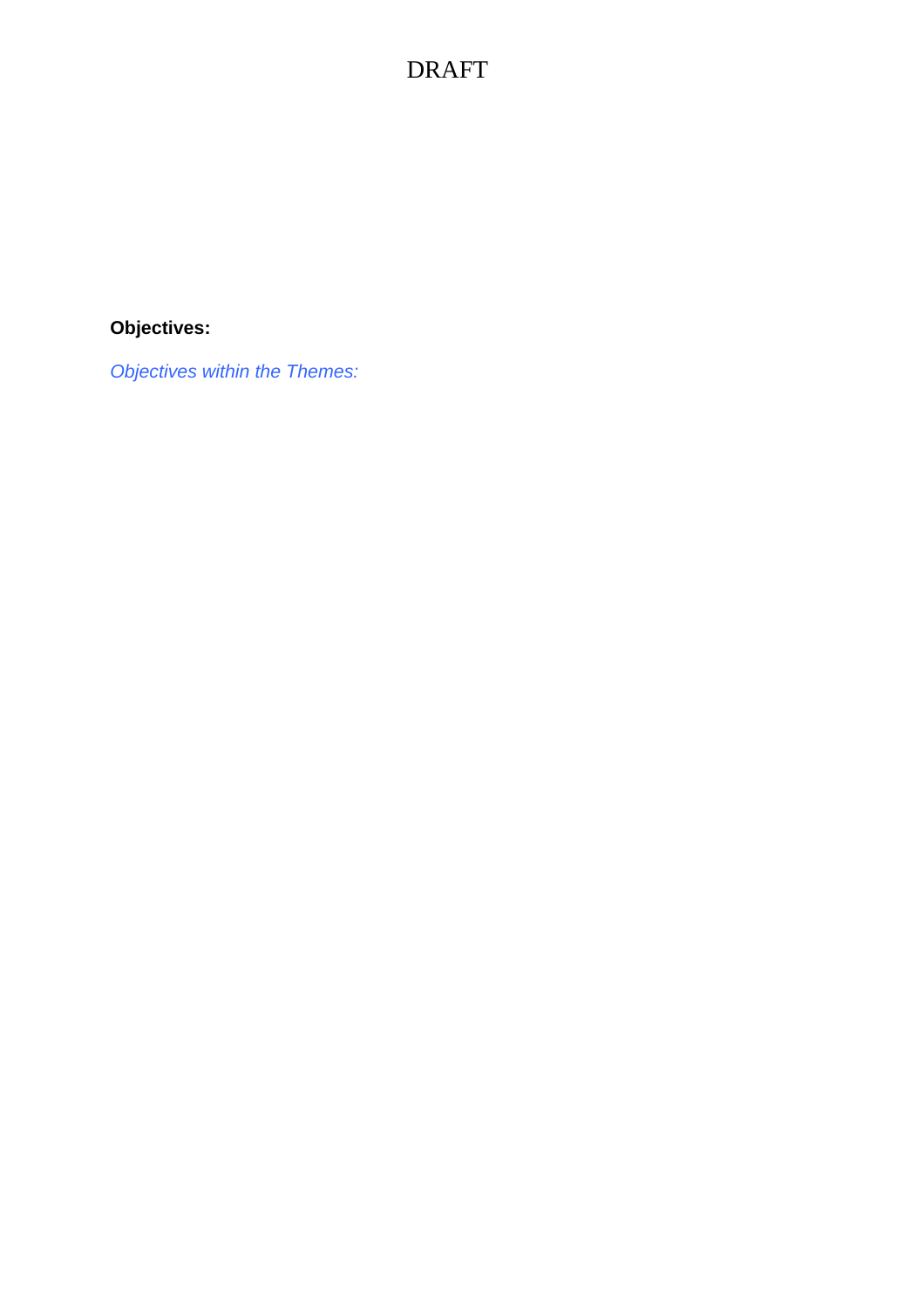**Objectives:**

*Objectives within the Themes:*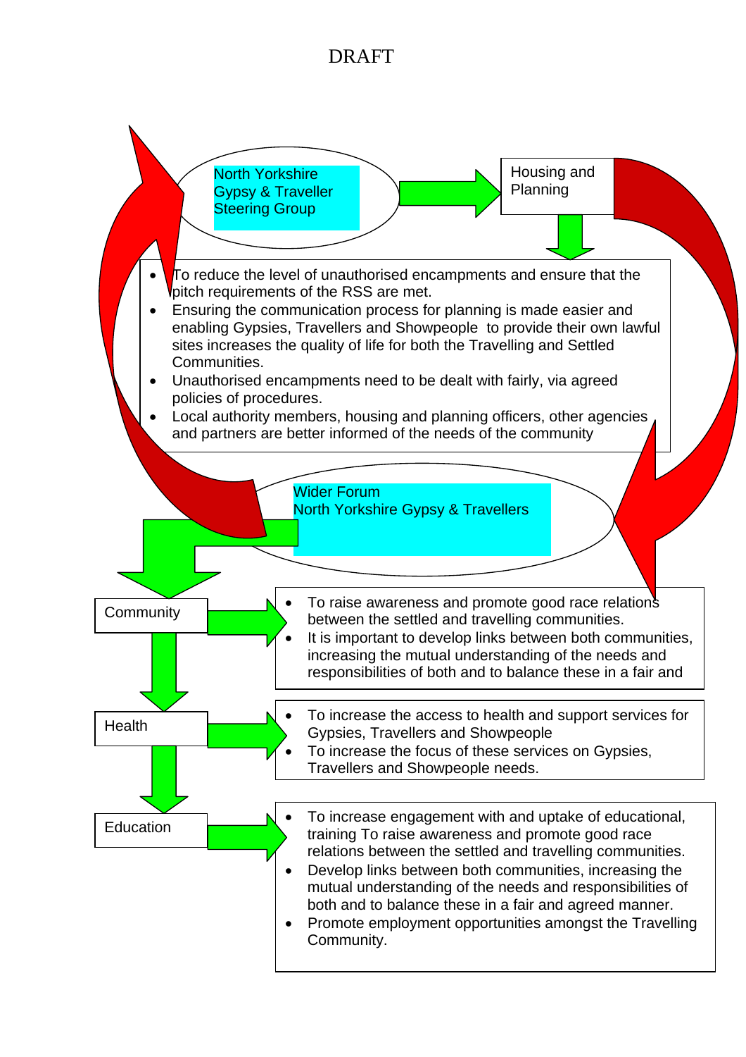DRAFT

North Yorkshire Gypsy & Traveller Steering Group

Housing and Planning

- To reduce the level of unauthorised encampments and ensure that the pitch requirements of the RSS are met.
- Ensuring the communication process for planning is made easier and enabling Gypsies, Travellers and Showpeople to provide their own lawful sites increases the quality of life for both the Travelling and Settled Communities.
- Unauthorised encampments need to be dealt with fairly, via agreed policies of procedures.
- Local authority members, housing and planning officers, other agencies and partners are better informed of the needs of the community

Wider Forum
North Yorkshire Gypsy & Travellers

Community

- To raise awareness and promote good race relations between the settled and travelling communities.
- It is important to develop links between both communities, increasing the mutual understanding of the needs and responsibilities of both and to balance these in a fair and

Health

- To increase the access to health and support services for Gypsies, Travellers and Showpeople
- To increase the focus of these services on Gypsies, Travellers and Showpeople needs.

Education

- To increase engagement with and uptake of educational, training To raise awareness and promote good race relations between the settled and travelling communities.
- Develop links between both communities, increasing the mutual understanding of the needs and responsibilities of both and to balance these in a fair and agreed manner.
- Promote employment opportunities amongst the Travelling Community.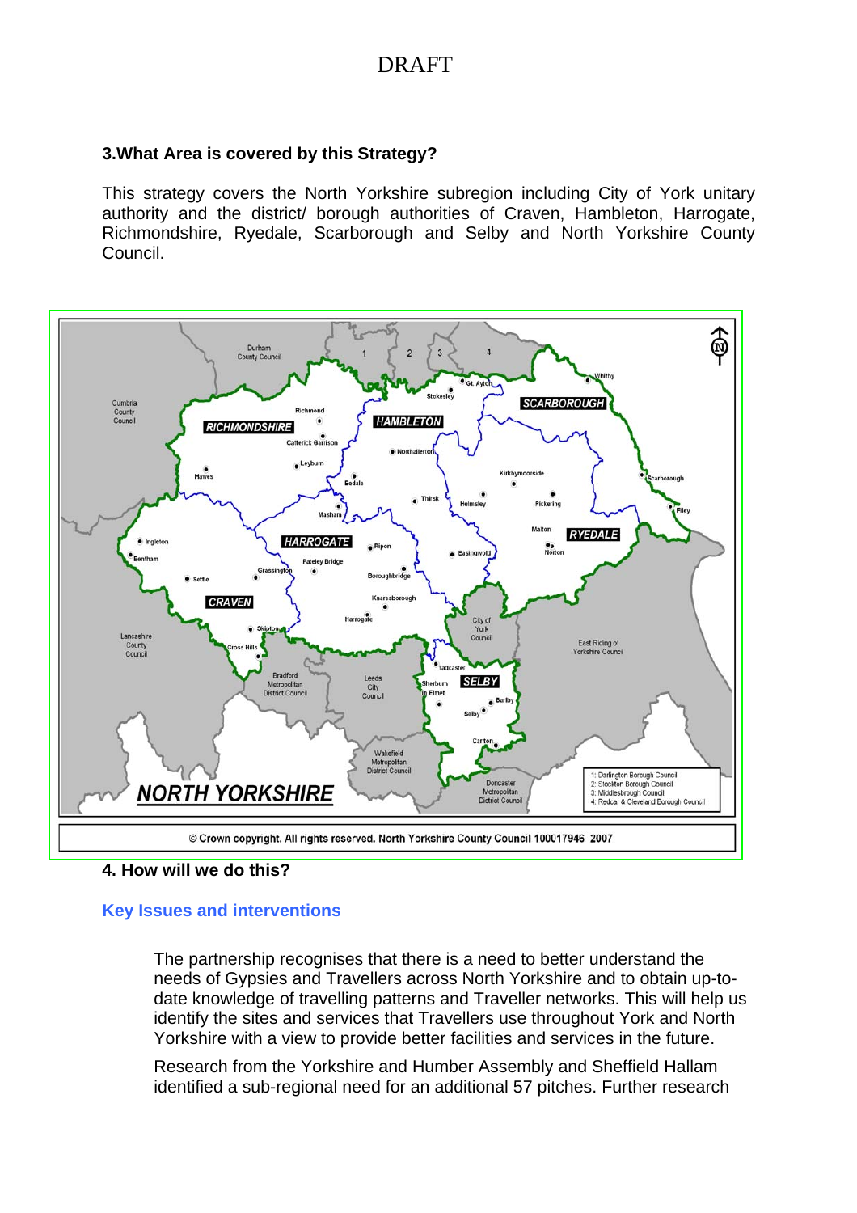## 3. What Area is covered by this Strategy?

This strategy covers the North Yorkshire subregion including City of York unitary authority and the district/ borough authorities of Craven, Hambleton, Harrogate, Richmondshire, Ryedale, Scarborough and Selby and North Yorkshire County Council.

© Crown copyright. All rights reserved. North Yorkshire County Council 100017946 2007

## 4. How will we do this?

### Key Issues and interventions

The partnership recognises that there is a need to better understand the needs of Gypsies and Travellers across North Yorkshire and to obtain up-to-date knowledge of travelling patterns and Traveller networks. This will help us identify the sites and services that Travellers use throughout York and North Yorkshire with a view to provide better facilities and services in the future.

Research from the Yorkshire and Humber Assembly and Sheffield Hallam identified a sub-regional need for an additional 57 pitches. Further research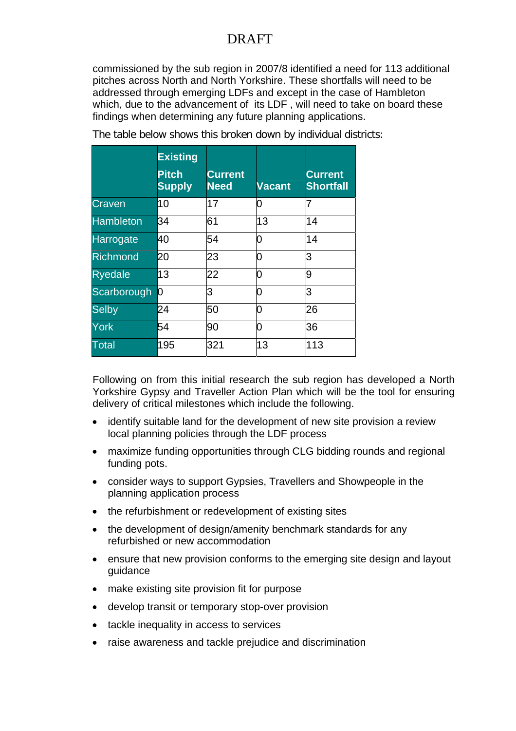commissioned by the sub region in 2007/8 identified a need for 113 additional pitches across North and North Yorkshire. These shortfalls will need to be addressed through emerging LDFs and except in the case of Hambleton which, due to the advancement of its LDF , will need to take on board these findings when determining any future planning applications.

The table below shows this broken down by individual districts:

| | Existing Pitch Supply | Current Need | Vacant | Current Shortfall |
|---|---|---|---|---|
| Craven | 10 | 17 | 0 | 7 |
| Hambleton | 34 | 61 | 13 | 14 |
| Harrogate | 40 | 54 | 0 | 14 |
| Richmond | 20 | 23 | 0 | 3 |
| Ryedale | 13 | 22 | 0 | 9 |
| Scarborough | 0 | 3 | 0 | 3 |
| Selby | 24 | 50 | 0 | 26 |
| York | 54 | 90 | 0 | 36 |
| Total | 195 | 321 | 13 | 113 |

Following on from this initial research the sub region has developed a North Yorkshire Gypsy and Traveller Action Plan which will be the tool for ensuring delivery of critical milestones which include the following.

- identify suitable land for the development of new site provision a review local planning policies through the LDF process
- maximize funding opportunities through CLG bidding rounds and regional funding pots.
- consider ways to support Gypsies, Travellers and Showpeople in the planning application process
- the refurbishment or redevelopment of existing sites
- the development of design/amenity benchmark standards for any refurbished or new accommodation
- ensure that new provision conforms to the emerging site design and layout guidance
- make existing site provision fit for purpose
- develop transit or temporary stop-over provision
- tackle inequality in access to services
- raise awareness and tackle prejudice and discrimination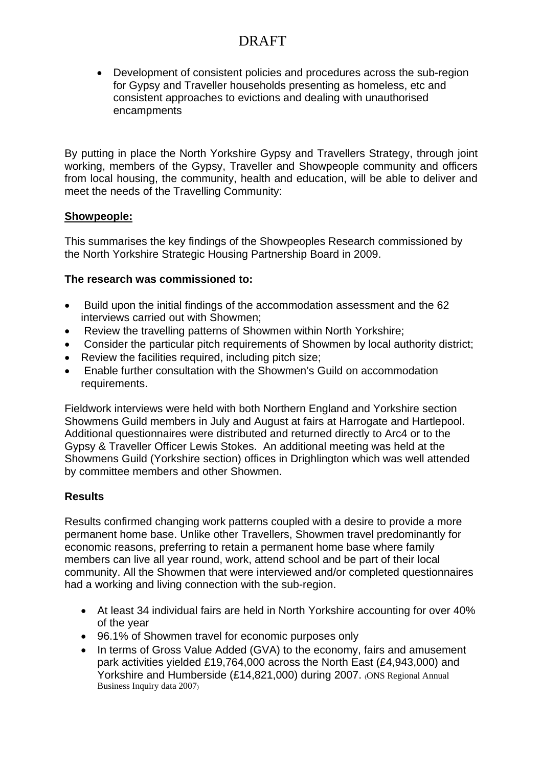- Development of consistent policies and procedures across the sub-region for Gypsy and Traveller households presenting as homeless, etc and consistent approaches to evictions and dealing with unauthorised encampments

By putting in place the North Yorkshire Gypsy and Travellers Strategy, through joint working, members of the Gypsy, Traveller and Showpeople community and officers from local housing, the community, health and education, will be able to deliver and meet the needs of the Travelling Community:

## Showpeople:

This summarises the key findings of the Showpeoples Research commissioned by the North Yorkshire Strategic Housing Partnership Board in 2009.

**The research was commissioned to:**

- Build upon the initial findings of the accommodation assessment and the 62 interviews carried out with Showmen;
- Review the travelling patterns of Showmen within North Yorkshire;
- Consider the particular pitch requirements of Showmen by local authority district;
- Review the facilities required, including pitch size;
- Enable further consultation with the Showmen's Guild on accommodation requirements.

Fieldwork interviews were held with both Northern England and Yorkshire section Showmens Guild members in July and August at fairs at Harrogate and Hartlepool. Additional questionnaires were distributed and returned directly to Arc4 or to the Gypsy & Traveller Officer Lewis Stokes. An additional meeting was held at the Showmens Guild (Yorkshire section) offices in Drighlington which was well attended by committee members and other Showmen.

**Results**

Results confirmed changing work patterns coupled with a desire to provide a more permanent home base. Unlike other Travellers, Showmen travel predominantly for economic reasons, preferring to retain a permanent home base where family members can live all year round, work, attend school and be part of their local community. All the Showmen that were interviewed and/or completed questionnaires had a working and living connection with the sub-region.

- At least 34 individual fairs are held in North Yorkshire accounting for over 40% of the year
- 96.1% of Showmen travel for economic purposes only
- In terms of Gross Value Added (GVA) to the economy, fairs and amusement park activities yielded £19,764,000 across the North East (£4,943,000) and Yorkshire and Humberside (£14,821,000) during 2007. (ONS Regional Annual Business Inquiry data 2007)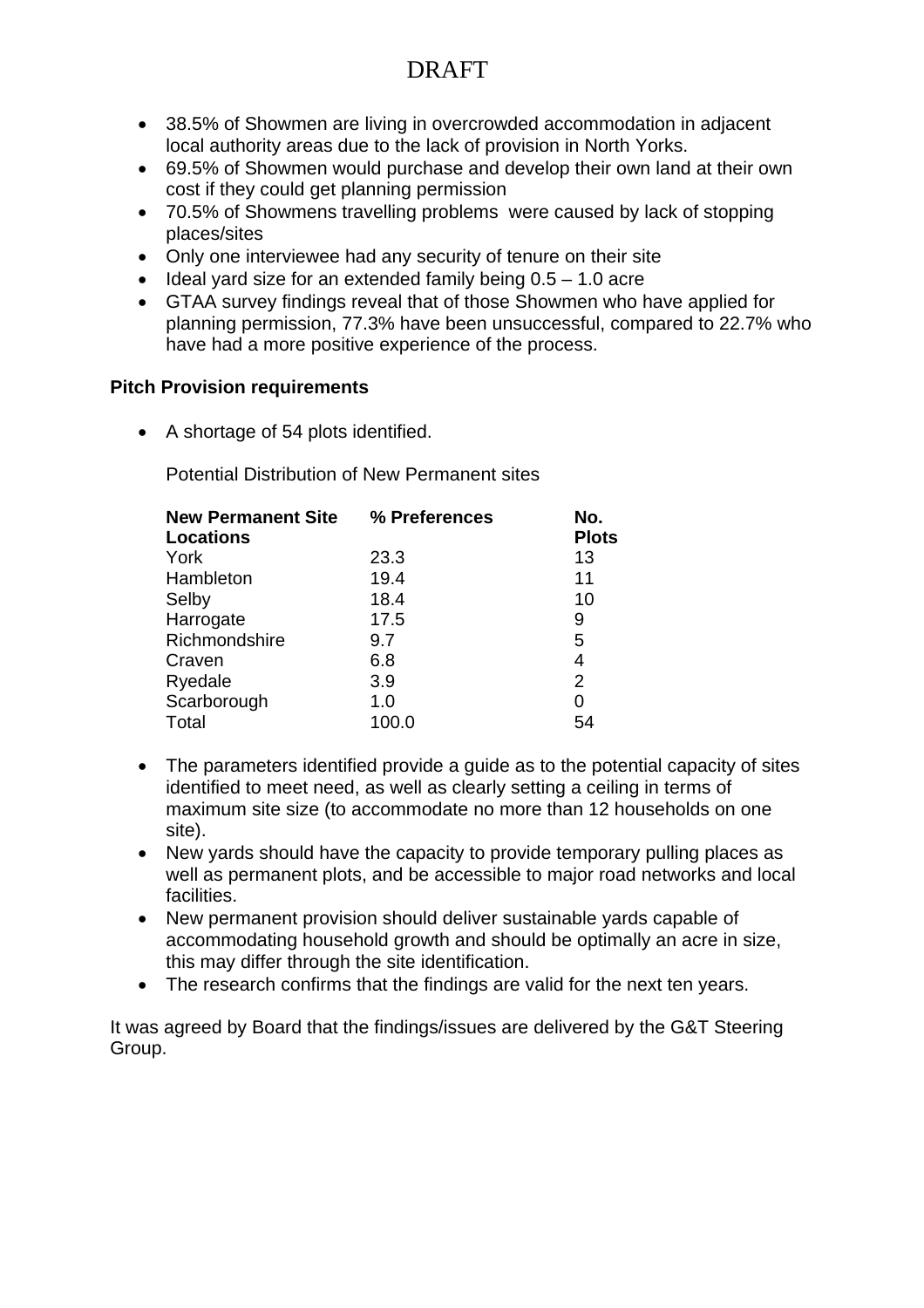DRAFT

- 38.5% of Showmen are living in overcrowded accommodation in adjacent local authority areas due to the lack of provision in North Yorks.
- 69.5% of Showmen would purchase and develop their own land at their own cost if they could get planning permission
- 70.5% of Showmens travelling problems were caused by lack of stopping places/sites
- Only one interviewee had any security of tenure on their site
- Ideal yard size for an extended family being 0.5 – 1.0 acre
- GTAA survey findings reveal that of those Showmen who have applied for planning permission, 77.3% have been unsuccessful, compared to 22.7% who have had a more positive experience of the process.

**Pitch Provision requirements**

- A shortage of 54 plots identified.

  Potential Distribution of New Permanent sites

| New Permanent Site Locations | % Preferences | No. Plots |
|---|---|---|
| York | 23.3 | 13 |
| Hambleton | 19.4 | 11 |
| Selby | 18.4 | 10 |
| Harrogate | 17.5 | 9 |
| Richmondshire | 9.7 | 5 |
| Craven | 6.8 | 4 |
| Ryedale | 3.9 | 2 |
| Scarborough | 1.0 | 0 |
| Total | 100.0 | 54 |

- The parameters identified provide a guide as to the potential capacity of sites identified to meet need, as well as clearly setting a ceiling in terms of maximum site size (to accommodate no more than 12 households on one site).
- New yards should have the capacity to provide temporary pulling places as well as permanent plots, and be accessible to major road networks and local facilities.
- New permanent provision should deliver sustainable yards capable of accommodating household growth and should be optimally an acre in size, this may differ through the site identification.
- The research confirms that the findings are valid for the next ten years.

It was agreed by Board that the findings/issues are delivered by the G&T Steering Group.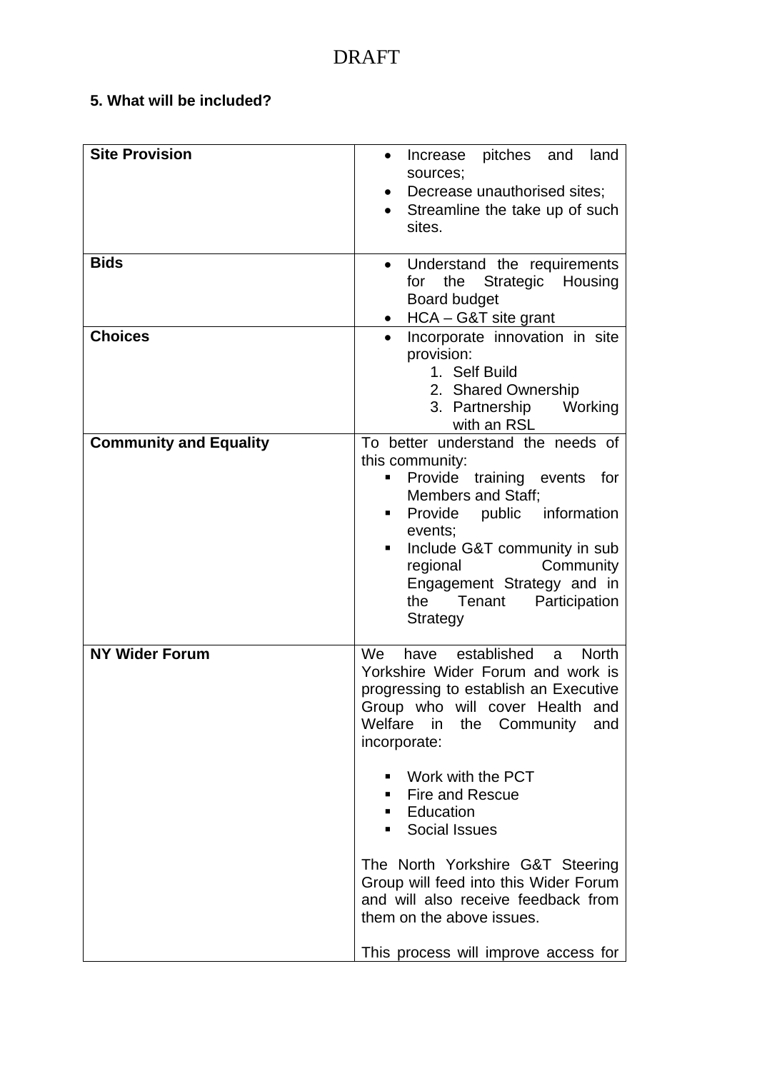DRAFT

**5. What will be included?**

| **Site Provision** | • Increase pitches and land sources;<br>• Decrease unauthorised sites;<br>• Streamline the take up of such sites. |
|---|---|
| **Bids** | • Understand the requirements for the Strategic Housing Board budget<br>• HCA – G&T site grant |
| **Choices** | • Incorporate innovation in site provision:<br>1. Self Build<br>2. Shared Ownership<br>3. Partnership Working with an RSL |
| **Community and Equality** | To better understand the needs of this community:<br>▪ Provide training events for Members and Staff;<br>▪ Provide public information events;<br>▪ Include G&T community in sub regional Community Engagement Strategy and in the Tenant Participation Strategy |
| **NY Wider Forum** | We have established a North Yorkshire Wider Forum and work is progressing to establish an Executive Group who will cover Health and Welfare in the Community and incorporate:<br>▪ Work with the PCT<br>▪ Fire and Rescue<br>▪ Education<br>▪ Social Issues<br><br>The North Yorkshire G&T Steering Group will feed into this Wider Forum and will also receive feedback from them on the above issues.<br><br>This process will improve access for |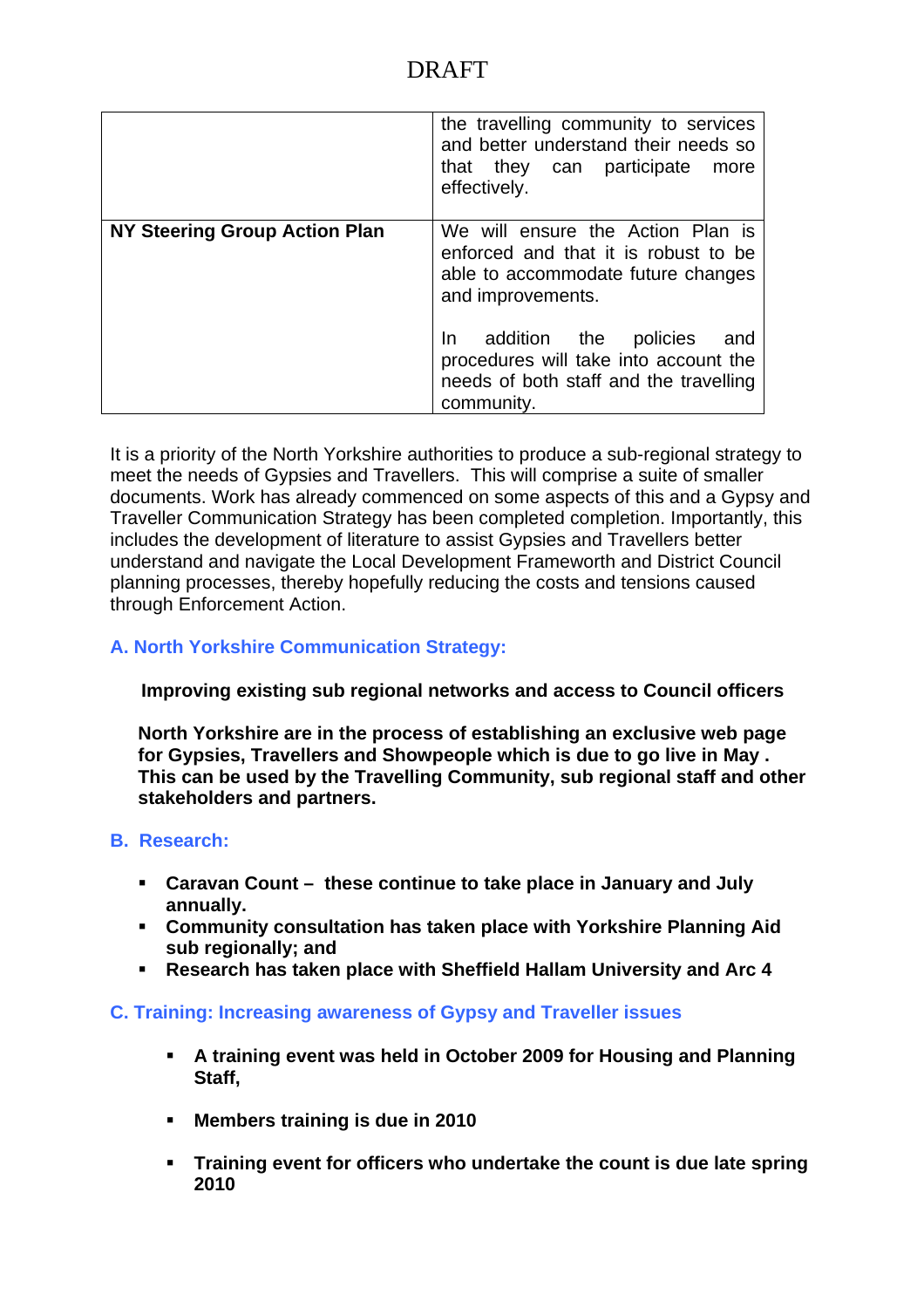DRAFT

|  |  |
|---|---|
|  | the travelling community to services and better understand their needs so that they can participate more effectively. |
| **NY Steering Group Action Plan** | We will ensure the Action Plan is enforced and that it is robust to be able to accommodate future changes and improvements.<br><br>In addition the policies and procedures will take into account the needs of both staff and the travelling community. |

It is a priority of the North Yorkshire authorities to produce a sub-regional strategy to meet the needs of Gypsies and Travellers. This will comprise a suite of smaller documents. Work has already commenced on some aspects of this and a Gypsy and Traveller Communication Strategy has been completed completion. Importantly, this includes the development of literature to assist Gypsies and Travellers better understand and navigate the Local Development Frameworth and District Council planning processes, thereby hopefully reducing the costs and tensions caused through Enforcement Action.

### A. North Yorkshire Communication Strategy:

**Improving existing sub regional networks and access to Council officers**

**North Yorkshire are in the process of establishing an exclusive web page for Gypsies, Travellers and Showpeople which is due to go live in May . This can be used by the Travelling Community, sub regional staff and other stakeholders and partners.**

### B. Research:

- **Caravan Count – these continue to take place in January and July annually.**
- **Community consultation has taken place with Yorkshire Planning Aid sub regionally; and**
- **Research has taken place with Sheffield Hallam University and Arc 4**

### C. Training: Increasing awareness of Gypsy and Traveller issues

- **A training event was held in October 2009 for Housing and Planning Staff,**
- **Members training is due in 2010**
- **Training event for officers who undertake the count is due late spring 2010**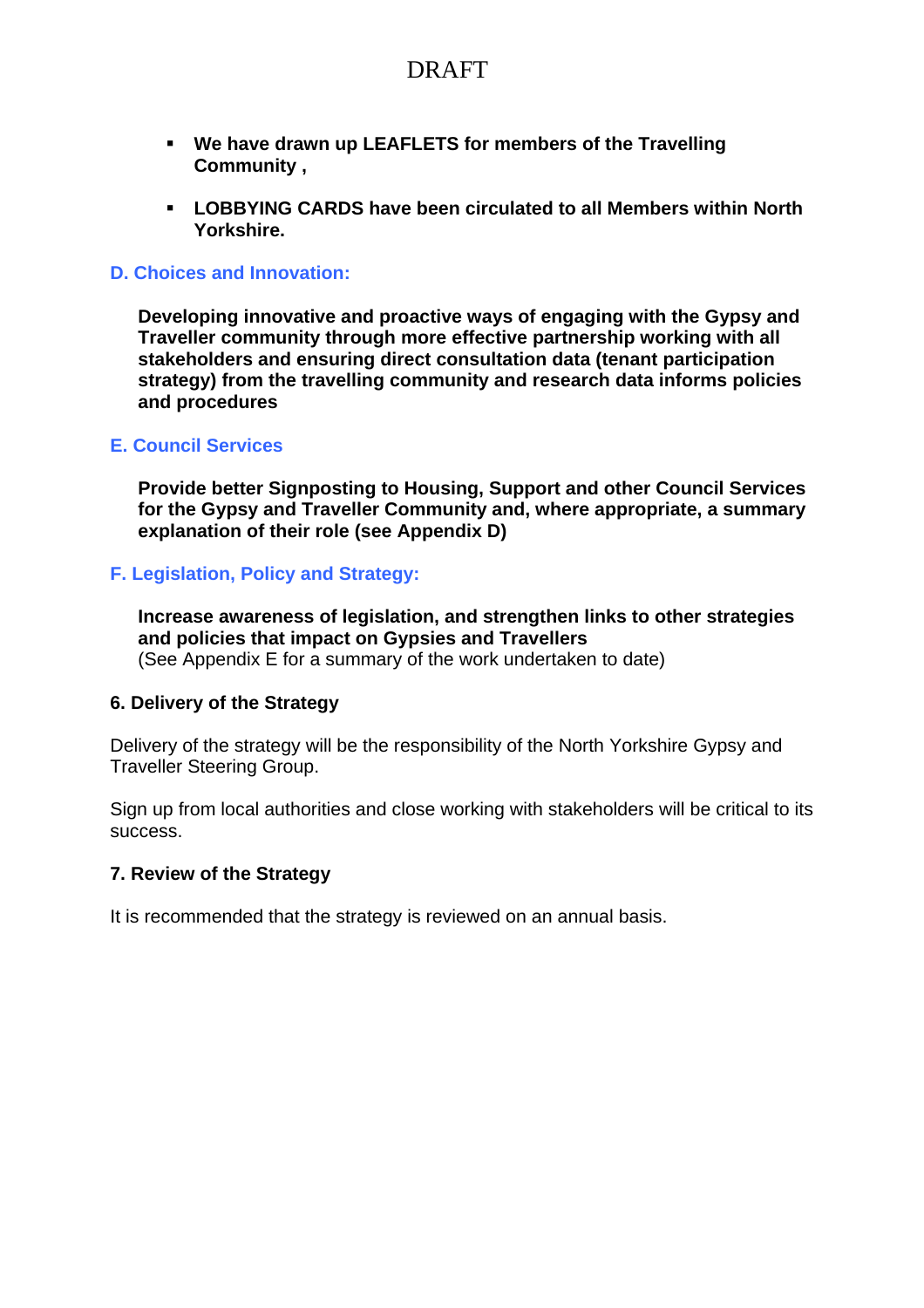- **We have drawn up LEAFLETS for members of the Travelling Community ,**

- **LOBBYING CARDS have been circulated to all Members within North Yorkshire.**

### D. Choices and Innovation:

**Developing innovative and proactive ways of engaging with the Gypsy and Traveller community through more effective partnership working with all stakeholders and ensuring direct consultation data (tenant participation strategy) from the travelling community and research data informs policies and procedures**

### E. Council Services

**Provide better Signposting to Housing, Support and other Council Services for the Gypsy and Traveller Community and, where appropriate, a summary explanation of their role (see Appendix D)**

### F. Legislation, Policy and Strategy:

**Increase awareness of legislation, and strengthen links to other strategies and policies that impact on Gypsies and Travellers**
(See Appendix E for a summary of the work undertaken to date)

## 6. Delivery of the Strategy

Delivery of the strategy will be the responsibility of the North Yorkshire Gypsy and Traveller Steering Group.

Sign up from local authorities and close working with stakeholders will be critical to its success.

## 7. Review of the Strategy

It is recommended that the strategy is reviewed on an annual basis.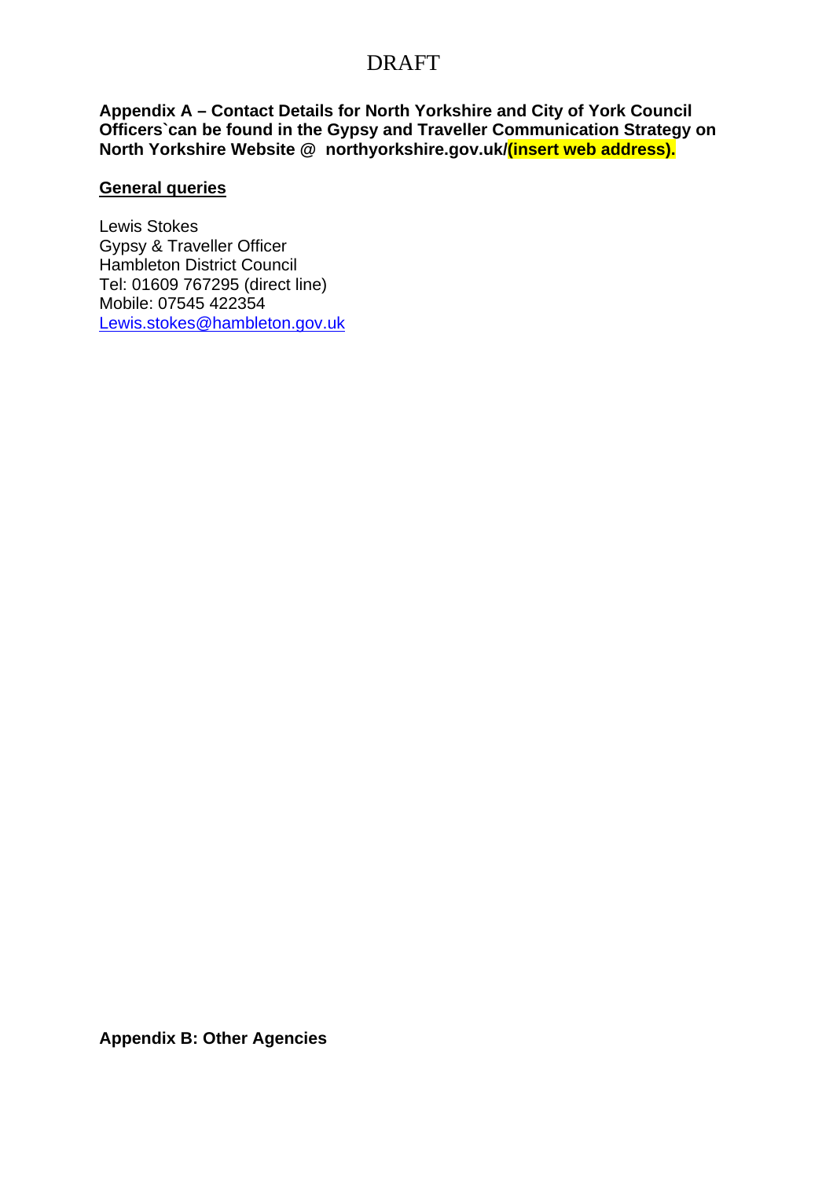DRAFT

**Appendix A – Contact Details for North Yorkshire and City of York Council Officers`can be found in the Gypsy and Traveller Communication Strategy on North Yorkshire Website @ northyorkshire.gov.uk/(insert web address).**

**General queries**

Lewis Stokes
Gypsy & Traveller Officer
Hambleton District Council
Tel: 01609 767295 (direct line)
Mobile: 07545 422354
Lewis.stokes@hambleton.gov.uk

**Appendix B: Other Agencies**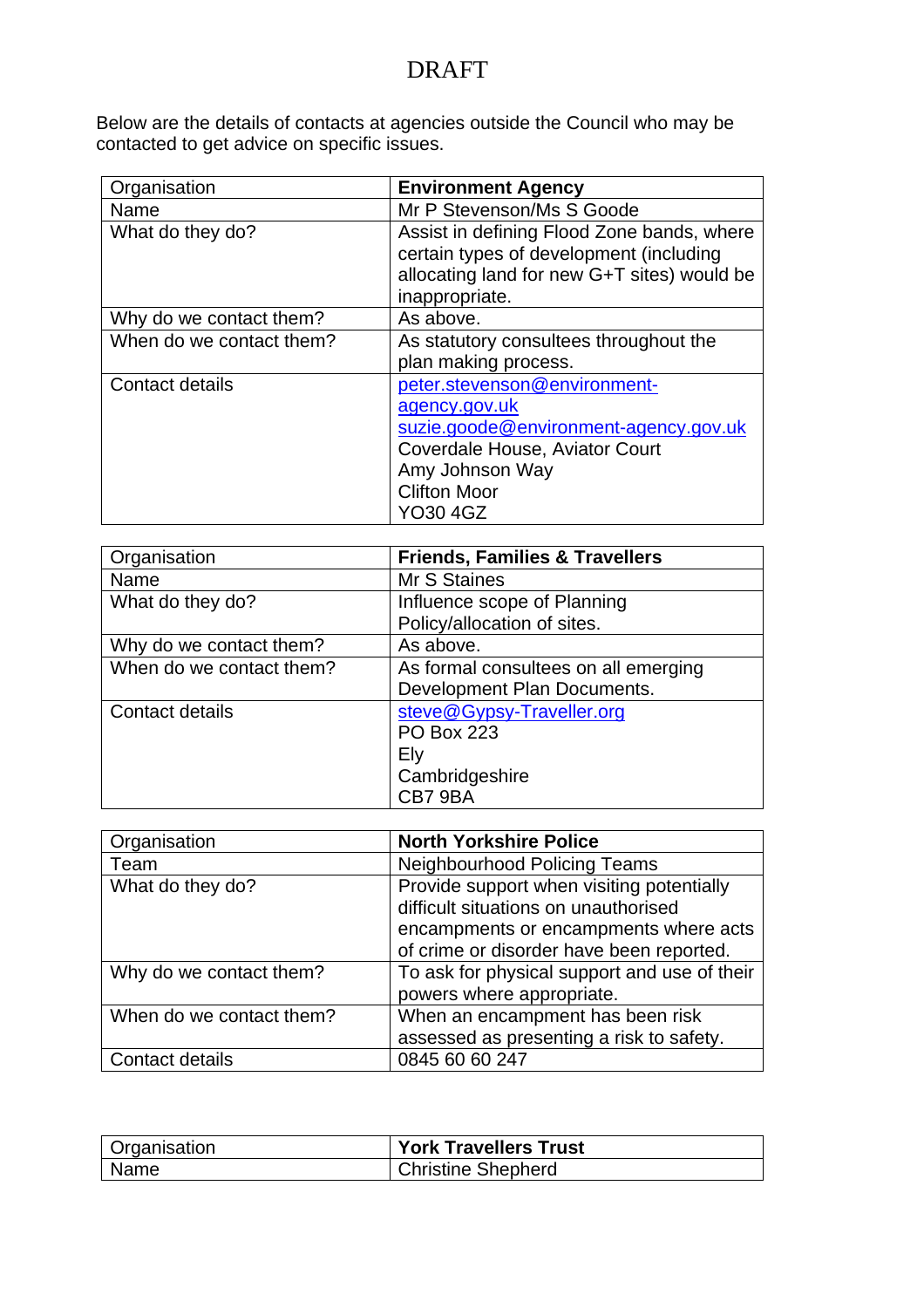DRAFT

Below are the details of contacts at agencies outside the Council who may be contacted to get advice on specific issues.

| Organisation | **Environment Agency** |
|---|---|
| Name | Mr P Stevenson/Ms S Goode |
| What do they do? | Assist in defining Flood Zone bands, where certain types of development (including allocating land for new G+T sites) would be inappropriate. |
| Why do we contact them? | As above. |
| When do we contact them? | As statutory consultees throughout the plan making process. |
| Contact details | peter.stevenson@environment-agency.gov.uk<br>suzie.goode@environment-agency.gov.uk<br>Coverdale House, Aviator Court<br>Amy Johnson Way<br>Clifton Moor<br>YO30 4GZ |

| Organisation | **Friends, Families & Travellers** |
|---|---|
| Name | Mr S Staines |
| What do they do? | Influence scope of Planning Policy/allocation of sites. |
| Why do we contact them? | As above. |
| When do we contact them? | As formal consultees on all emerging Development Plan Documents. |
| Contact details | steve@Gypsy-Traveller.org<br>PO Box 223<br>Ely<br>Cambridgeshire<br>CB7 9BA |

| Organisation | **North Yorkshire Police** |
|---|---|
| Team | Neighbourhood Policing Teams |
| What do they do? | Provide support when visiting potentially difficult situations on unauthorised encampments or encampments where acts of crime or disorder have been reported. |
| Why do we contact them? | To ask for physical support and use of their powers where appropriate. |
| When do we contact them? | When an encampment has been risk assessed as presenting a risk to safety. |
| Contact details | 0845 60 60 247 |

| Organisation | **York Travellers Trust** |
|---|---|
| Name | Christine Shepherd |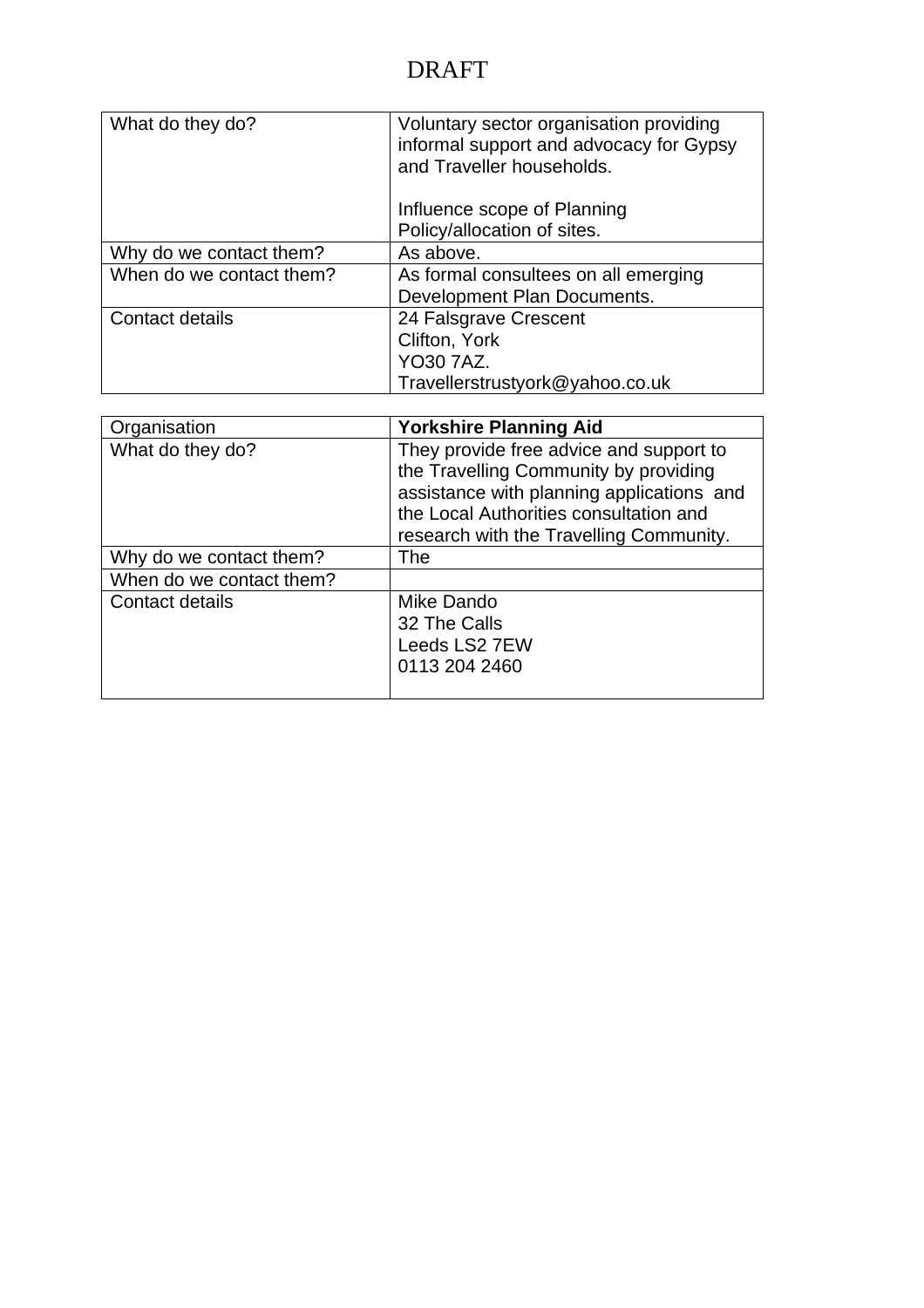DRAFT

| What do they do? | Voluntary sector organisation providing informal support and advocacy for Gypsy and Traveller households.<br><br>Influence scope of Planning Policy/allocation of sites. |
|---|---|
| Why do we contact them? | As above. |
| When do we contact them? | As formal consultees on all emerging Development Plan Documents. |
| Contact details | 24 Falsgrave Crescent<br>Clifton, York<br>YO30 7AZ.<br>Travellerstrustyork@yahoo.co.uk |

| Organisation | **Yorkshire Planning Aid** |
|---|---|
| What do they do? | They provide free advice and support to the Travelling Community by providing assistance with planning applications and the Local Authorities consultation and research with the Travelling Community. |
| Why do we contact them? | The |
| When do we contact them? | |
| Contact details | Mike Dando<br>32 The Calls<br>Leeds LS2 7EW<br>0113 204 2460 |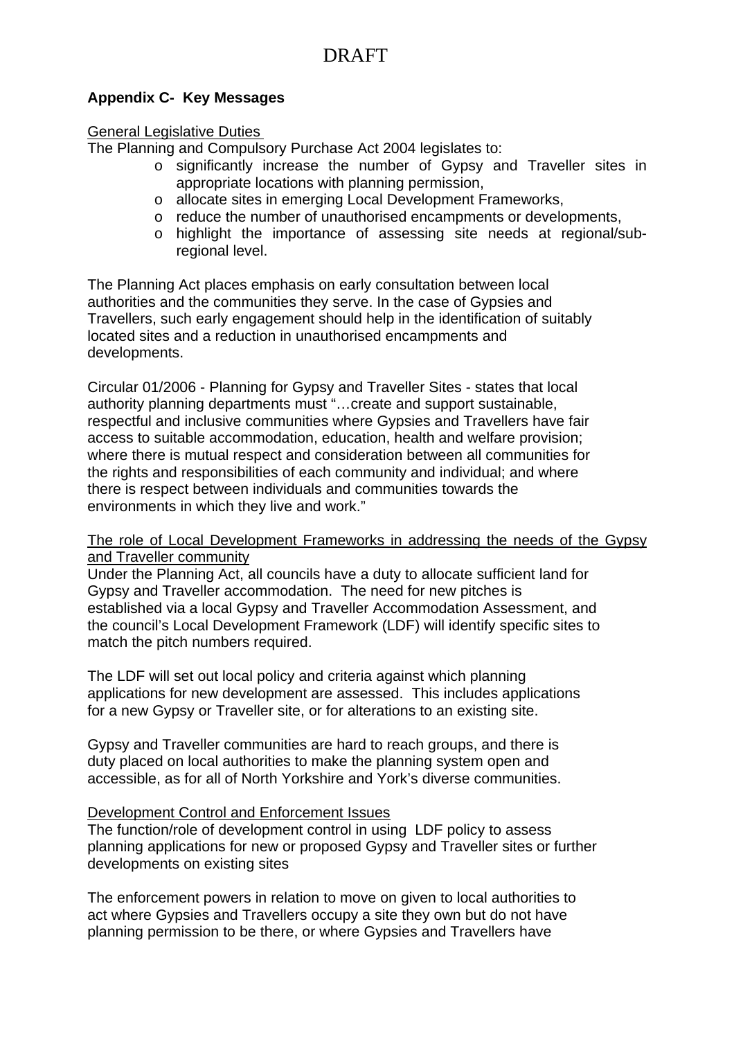DRAFT

**Appendix C- Key Messages**

<u>General Legislative Duties</u>

The Planning and Compulsory Purchase Act 2004 legislates to:

- significantly increase the number of Gypsy and Traveller sites in appropriate locations with planning permission,
- allocate sites in emerging Local Development Frameworks,
- reduce the number of unauthorised encampments or developments,
- highlight the importance of assessing site needs at regional/sub-regional level.

The Planning Act places emphasis on early consultation between local authorities and the communities they serve. In the case of Gypsies and Travellers, such early engagement should help in the identification of suitably located sites and a reduction in unauthorised encampments and developments.

Circular 01/2006 - Planning for Gypsy and Traveller Sites - states that local authority planning departments must "…create and support sustainable, respectful and inclusive communities where Gypsies and Travellers have fair access to suitable accommodation, education, health and welfare provision; where there is mutual respect and consideration between all communities for the rights and responsibilities of each community and individual; and where there is respect between individuals and communities towards the environments in which they live and work."

<u>The role of Local Development Frameworks in addressing the needs of the Gypsy and Traveller community</u>

Under the Planning Act, all councils have a duty to allocate sufficient land for Gypsy and Traveller accommodation. The need for new pitches is established via a local Gypsy and Traveller Accommodation Assessment, and the council's Local Development Framework (LDF) will identify specific sites to match the pitch numbers required.

The LDF will set out local policy and criteria against which planning applications for new development are assessed. This includes applications for a new Gypsy or Traveller site, or for alterations to an existing site.

Gypsy and Traveller communities are hard to reach groups, and there is duty placed on local authorities to make the planning system open and accessible, as for all of North Yorkshire and York's diverse communities.

<u>Development Control and Enforcement Issues</u>

The function/role of development control in using LDF policy to assess planning applications for new or proposed Gypsy and Traveller sites or further developments on existing sites

The enforcement powers in relation to move on given to local authorities to act where Gypsies and Travellers occupy a site they own but do not have planning permission to be there, or where Gypsies and Travellers have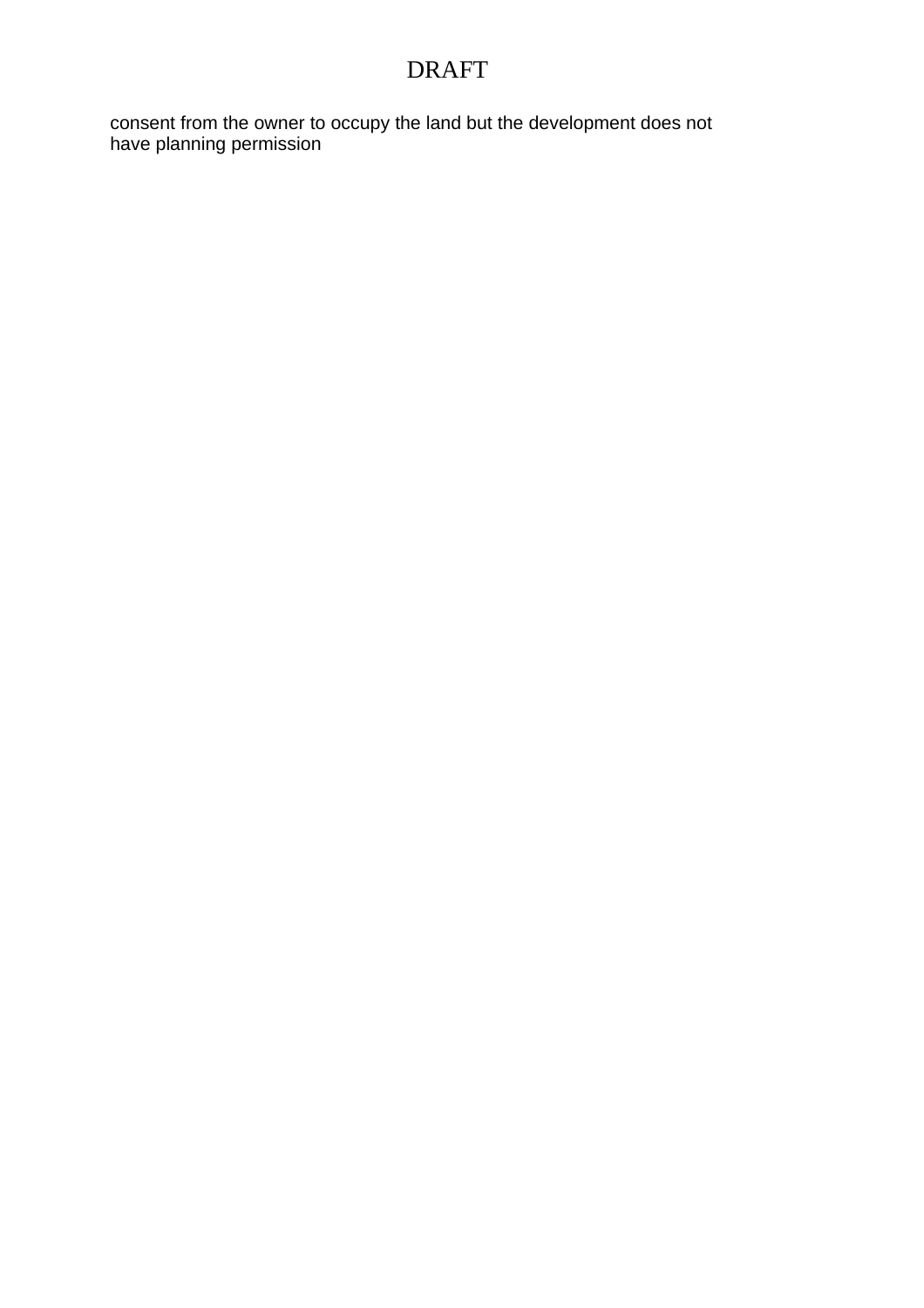consent from the owner to occupy the land but the development does not have planning permission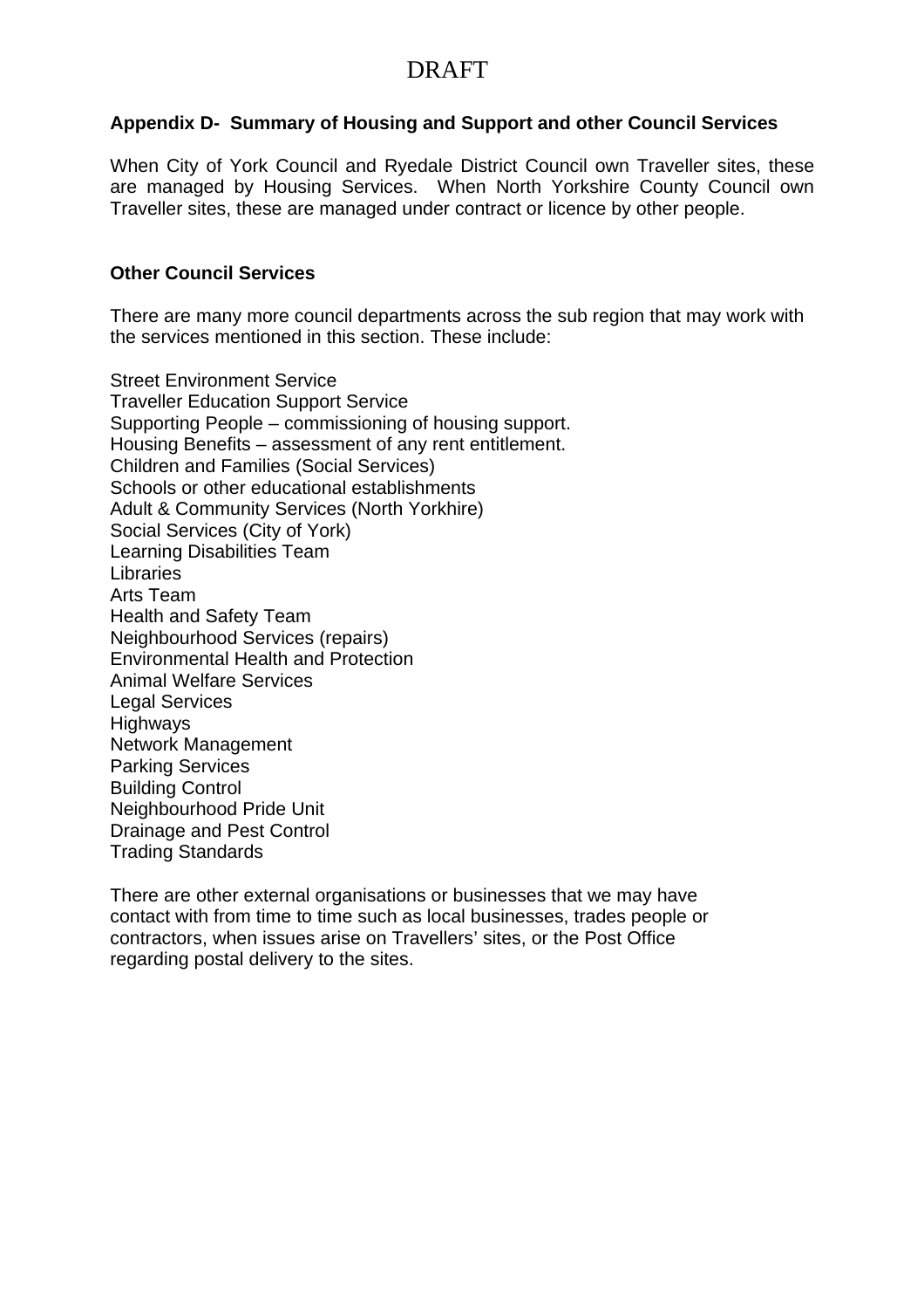DRAFT

**Appendix D- Summary of Housing and Support and other Council Services**

When City of York Council and Ryedale District Council own Traveller sites, these are managed by Housing Services. When North Yorkshire County Council own Traveller sites, these are managed under contract or licence by other people.

**Other Council Services**

There are many more council departments across the sub region that may work with the services mentioned in this section. These include:

Street Environment Service
Traveller Education Support Service
Supporting People – commissioning of housing support.
Housing Benefits – assessment of any rent entitlement.
Children and Families (Social Services)
Schools or other educational establishments
Adult & Community Services (North Yorkhire)
Social Services (City of York)
Learning Disabilities Team
Libraries
Arts Team
Health and Safety Team
Neighbourhood Services (repairs)
Environmental Health and Protection
Animal Welfare Services
Legal Services
Highways
Network Management
Parking Services
Building Control
Neighbourhood Pride Unit
Drainage and Pest Control
Trading Standards

There are other external organisations or businesses that we may have contact with from time to time such as local businesses, trades people or contractors, when issues arise on Travellers' sites, or the Post Office regarding postal delivery to the sites.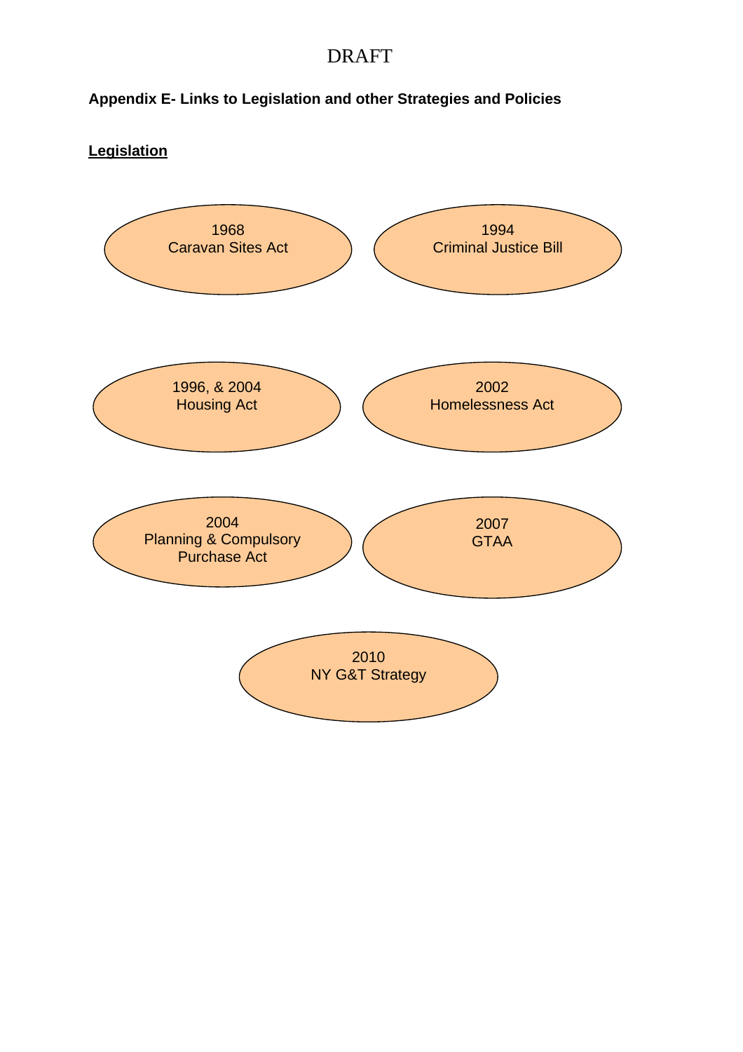DRAFT

**Appendix E- Links to Legislation and other Strategies and Policies**

**<u>Legislation</u>**

1968
Caravan Sites Act

1994
Criminal Justice Bill

1996, & 2004
Housing Act

2002
Homelessness Act

2004
Planning & Compulsory Purchase Act

2007
GTAA

2010
NY G&T Strategy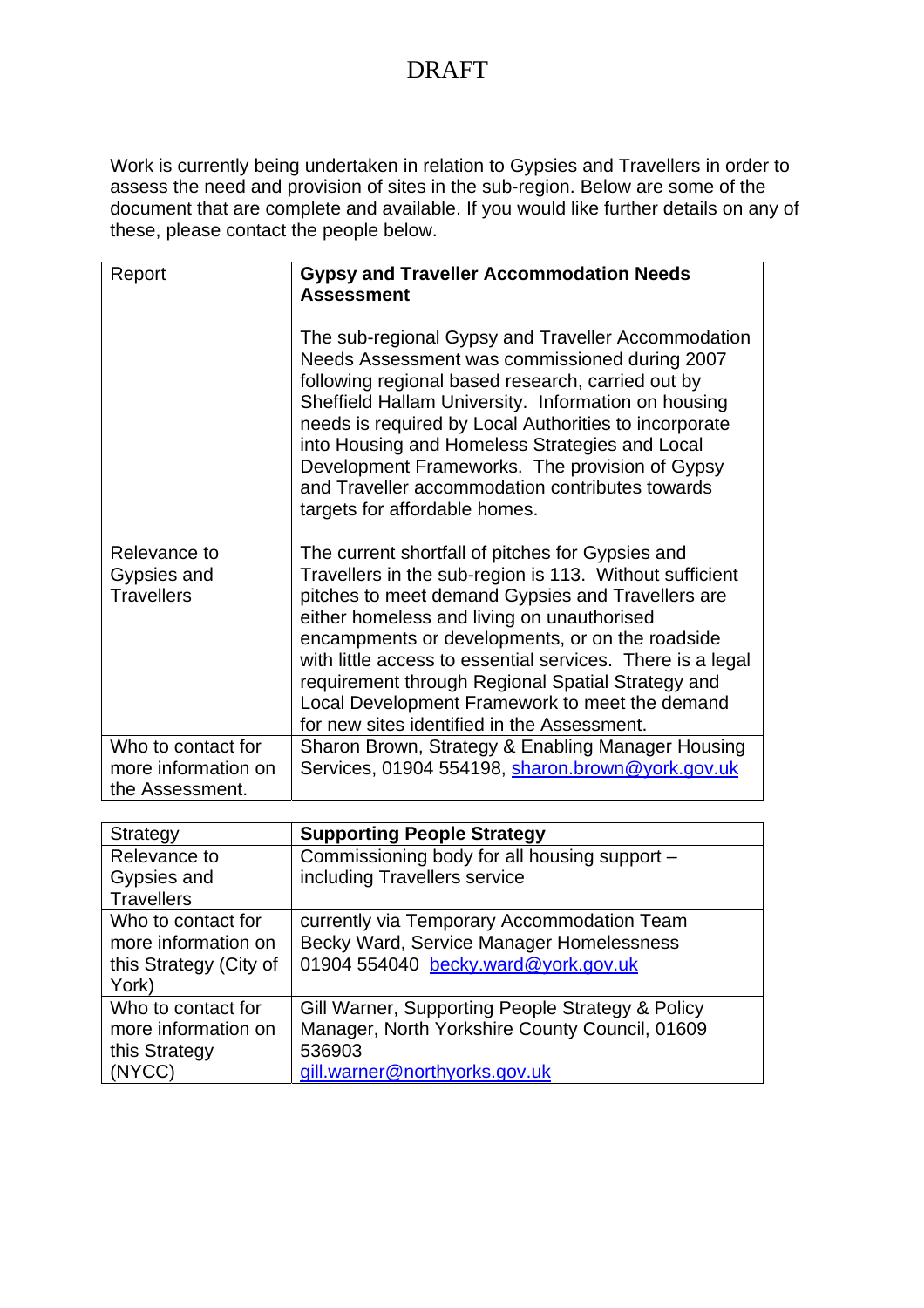DRAFT

Work is currently being undertaken in relation to Gypsies and Travellers in order to assess the need and provision of sites in the sub-region. Below are some of the document that are complete and available. If you would like further details on any of these, please contact the people below.

| Report | **Gypsy and Traveller Accommodation Needs Assessment**<br><br>The sub-regional Gypsy and Traveller Accommodation Needs Assessment was commissioned during 2007 following regional based research, carried out by Sheffield Hallam University. Information on housing needs is required by Local Authorities to incorporate into Housing and Homeless Strategies and Local Development Frameworks. The provision of Gypsy and Traveller accommodation contributes towards targets for affordable homes. |
|---|---|
| Relevance to Gypsies and Travellers | The current shortfall of pitches for Gypsies and Travellers in the sub-region is 113. Without sufficient pitches to meet demand Gypsies and Travellers are either homeless and living on unauthorised encampments or developments, or on the roadside with little access to essential services. There is a legal requirement through Regional Spatial Strategy and Local Development Framework to meet the demand for new sites identified in the Assessment. |
| Who to contact for more information on the Assessment. | Sharon Brown, Strategy & Enabling Manager Housing Services, 01904 554198, sharon.brown@york.gov.uk |

| Strategy | **Supporting People Strategy** |
|---|---|
| Relevance to Gypsies and Travellers | Commissioning body for all housing support – including Travellers service |
| Who to contact for more information on this Strategy (City of York) | currently via Temporary Accommodation Team<br>Becky Ward, Service Manager Homelessness<br>01904 554040 becky.ward@york.gov.uk |
| Who to contact for more information on this Strategy (NYCC) | Gill Warner, Supporting People Strategy & Policy Manager, North Yorkshire County Council, 01609 536903<br>gill.warner@northyorks.gov.uk |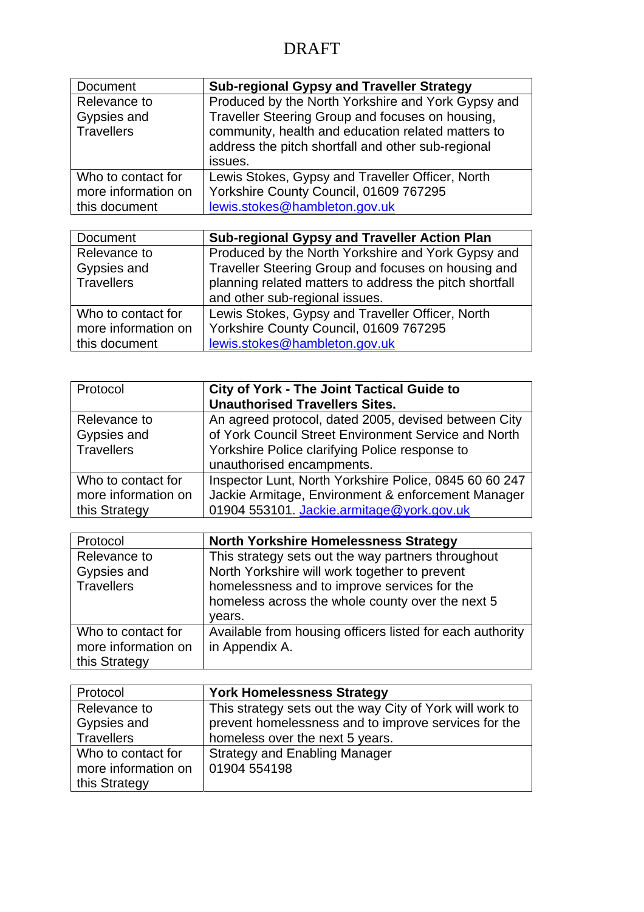DRAFT

| Document | **Sub-regional Gypsy and Traveller Strategy** |
| --- | --- |
| Relevance to Gypsies and Travellers | Produced by the North Yorkshire and York Gypsy and Traveller Steering Group and focuses on housing, community, health and education related matters to address the pitch shortfall and other sub-regional issues. |
| Who to contact for more information on this document | Lewis Stokes, Gypsy and Traveller Officer, North Yorkshire County Council, 01609 767295 lewis.stokes@hambleton.gov.uk |

| Document | **Sub-regional Gypsy and Traveller Action Plan** |
| --- | --- |
| Relevance to Gypsies and Travellers | Produced by the North Yorkshire and York Gypsy and Traveller Steering Group and focuses on housing and planning related matters to address the pitch shortfall and other sub-regional issues. |
| Who to contact for more information on this document | Lewis Stokes, Gypsy and Traveller Officer, North Yorkshire County Council, 01609 767295 lewis.stokes@hambleton.gov.uk |

| Protocol | **City of York - The Joint Tactical Guide to Unauthorised Travellers Sites.** |
| --- | --- |
| Relevance to Gypsies and Travellers | An agreed protocol, dated 2005, devised between City of York Council Street Environment Service and North Yorkshire Police clarifying Police response to unauthorised encampments. |
| Who to contact for more information on this Strategy | Inspector Lunt, North Yorkshire Police, 0845 60 60 247 Jackie Armitage, Environment & enforcement Manager 01904 553101. Jackie.armitage@york.gov.uk |

| Protocol | **North Yorkshire Homelessness Strategy** |
| --- | --- |
| Relevance to Gypsies and Travellers | This strategy sets out the way partners throughout North Yorkshire will work together to prevent homelessness and to improve services for the homeless across the whole county over the next 5 years. |
| Who to contact for more information on this Strategy | Available from housing officers listed for each authority in Appendix A. |

| Protocol | **York Homelessness Strategy** |
| --- | --- |
| Relevance to Gypsies and Travellers | This strategy sets out the way City of York will work to prevent homelessness and to improve services for the homeless over the next 5 years. |
| Who to contact for more information on this Strategy | Strategy and Enabling Manager 01904 554198 |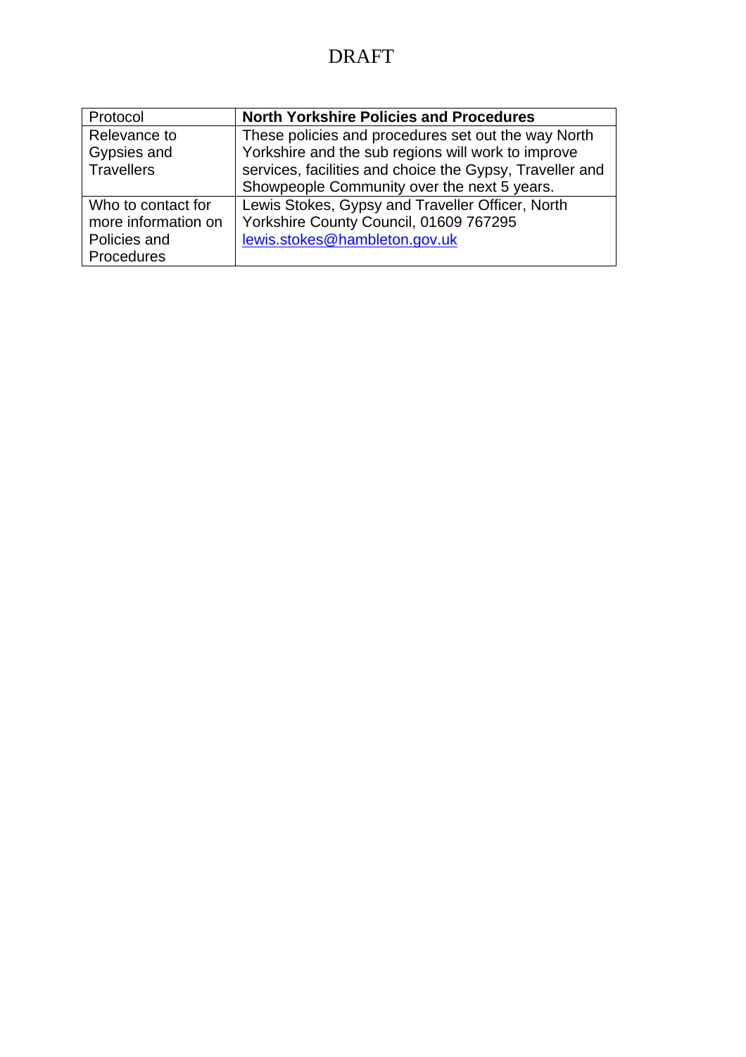DRAFT

| Protocol | **North Yorkshire Policies and Procedures** |
|---|---|
| Relevance to Gypsies and Travellers | These policies and procedures set out the way North Yorkshire and the sub regions will work to improve services, facilities and choice the Gypsy, Traveller and Showpeople Community over the next 5 years. |
| Who to contact for more information on Policies and Procedures | Lewis Stokes, Gypsy and Traveller Officer, North Yorkshire County Council, 01609 767295 lewis.stokes@hambleton.gov.uk |